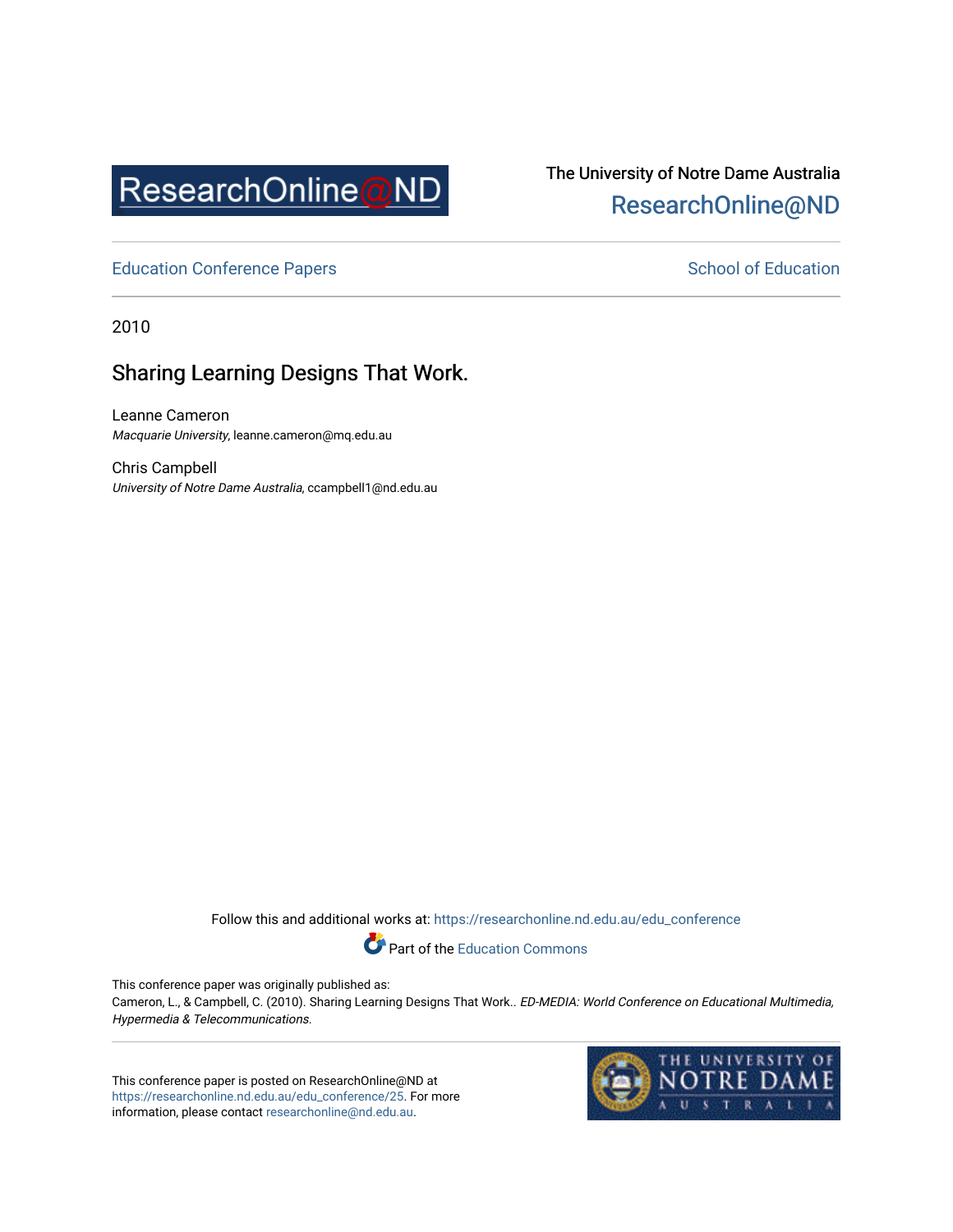ResearchOnline@ND

The University of Notre Dame Australia
ResearchOnline@ND

Education Conference Papers | School of Education

2010

# Sharing Learning Designs That Work.

Leanne Cameron
*Macquarie University*, leanne.cameron@mq.edu.au

Chris Campbell
*University of Notre Dame Australia*, ccampbell1@nd.edu.au

Follow this and additional works at: https://researchonline.nd.edu.au/edu_conference

Part of the Education Commons

This conference paper was originally published as:
Cameron, L., & Campbell, C. (2010). Sharing Learning Designs That Work.. *ED-MEDIA: World Conference on Educational Multimedia, Hypermedia & Telecommunications*.

This conference paper is posted on ResearchOnline@ND at https://researchonline.nd.edu.au/edu_conference/25. For more information, please contact researchonline@nd.edu.au.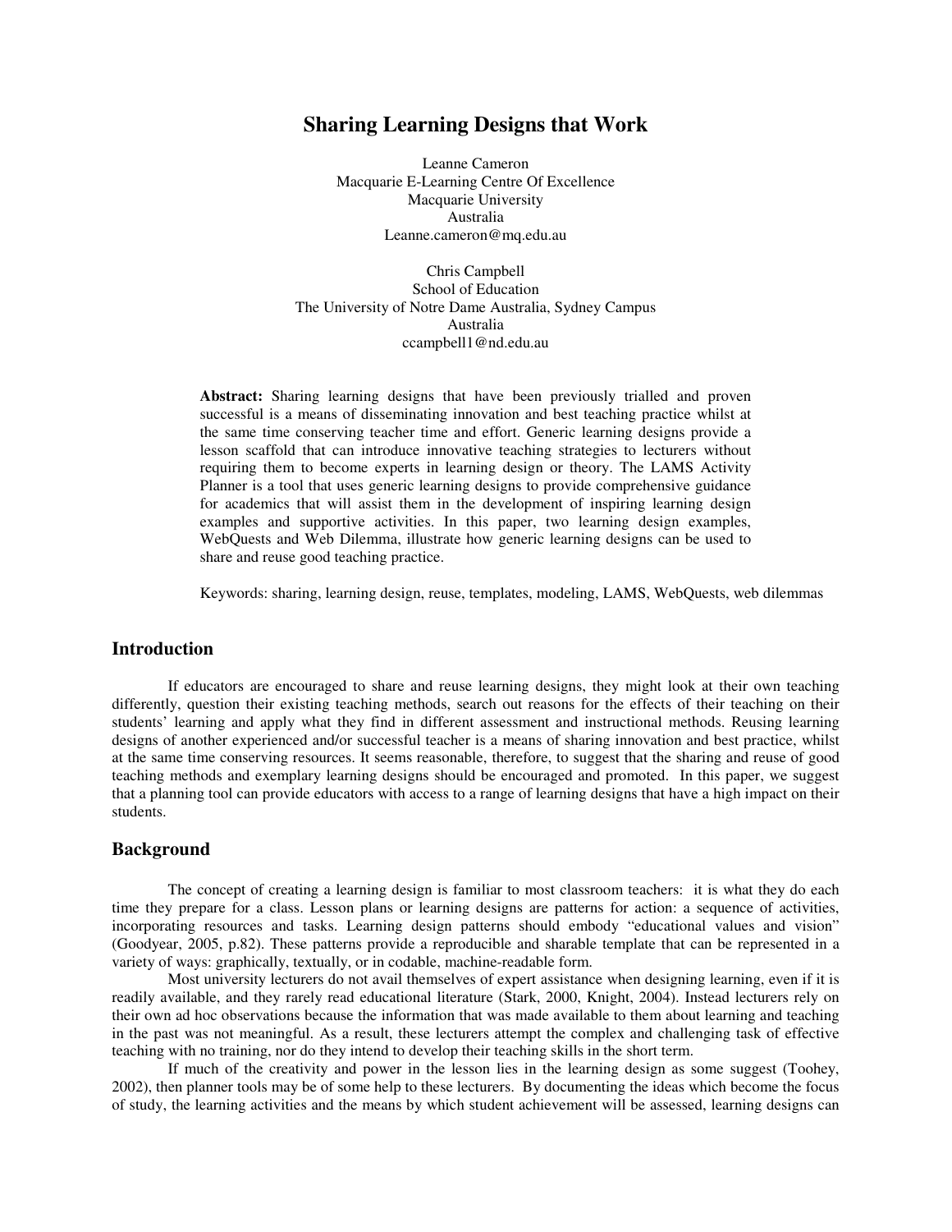# Sharing Learning Designs that Work

Leanne Cameron  
Macquarie E-Learning Centre Of Excellence  
Macquarie University  
Australia  
Leanne.cameron@mq.edu.au

Chris Campbell  
School of Education  
The University of Notre Dame Australia, Sydney Campus  
Australia  
ccampbell1@nd.edu.au

**Abstract:** Sharing learning designs that have been previously trialled and proven successful is a means of disseminating innovation and best teaching practice whilst at the same time conserving teacher time and effort. Generic learning designs provide a lesson scaffold that can introduce innovative teaching strategies to lecturers without requiring them to become experts in learning design or theory. The LAMS Activity Planner is a tool that uses generic learning designs to provide comprehensive guidance for academics that will assist them in the development of inspiring learning design examples and supportive activities. In this paper, two learning design examples, WebQuests and Web Dilemma, illustrate how generic learning designs can be used to share and reuse good teaching practice.

Keywords: sharing, learning design, reuse, templates, modeling, LAMS, WebQuests, web dilemmas

## Introduction

If educators are encouraged to share and reuse learning designs, they might look at their own teaching differently, question their existing teaching methods, search out reasons for the effects of their teaching on their students' learning and apply what they find in different assessment and instructional methods. Reusing learning designs of another experienced and/or successful teacher is a means of sharing innovation and best practice, whilst at the same time conserving resources. It seems reasonable, therefore, to suggest that the sharing and reuse of good teaching methods and exemplary learning designs should be encouraged and promoted. In this paper, we suggest that a planning tool can provide educators with access to a range of learning designs that have a high impact on their students.

## Background

The concept of creating a learning design is familiar to most classroom teachers: it is what they do each time they prepare for a class. Lesson plans or learning designs are patterns for action: a sequence of activities, incorporating resources and tasks. Learning design patterns should embody "educational values and vision" (Goodyear, 2005, p.82). These patterns provide a reproducible and sharable template that can be represented in a variety of ways: graphically, textually, or in codable, machine-readable form.

Most university lecturers do not avail themselves of expert assistance when designing learning, even if it is readily available, and they rarely read educational literature (Stark, 2000, Knight, 2004). Instead lecturers rely on their own ad hoc observations because the information that was made available to them about learning and teaching in the past was not meaningful. As a result, these lecturers attempt the complex and challenging task of effective teaching with no training, nor do they intend to develop their teaching skills in the short term.

If much of the creativity and power in the lesson lies in the learning design as some suggest (Toohey, 2002), then planner tools may be of some help to these lecturers. By documenting the ideas which become the focus of study, the learning activities and the means by which student achievement will be assessed, learning designs can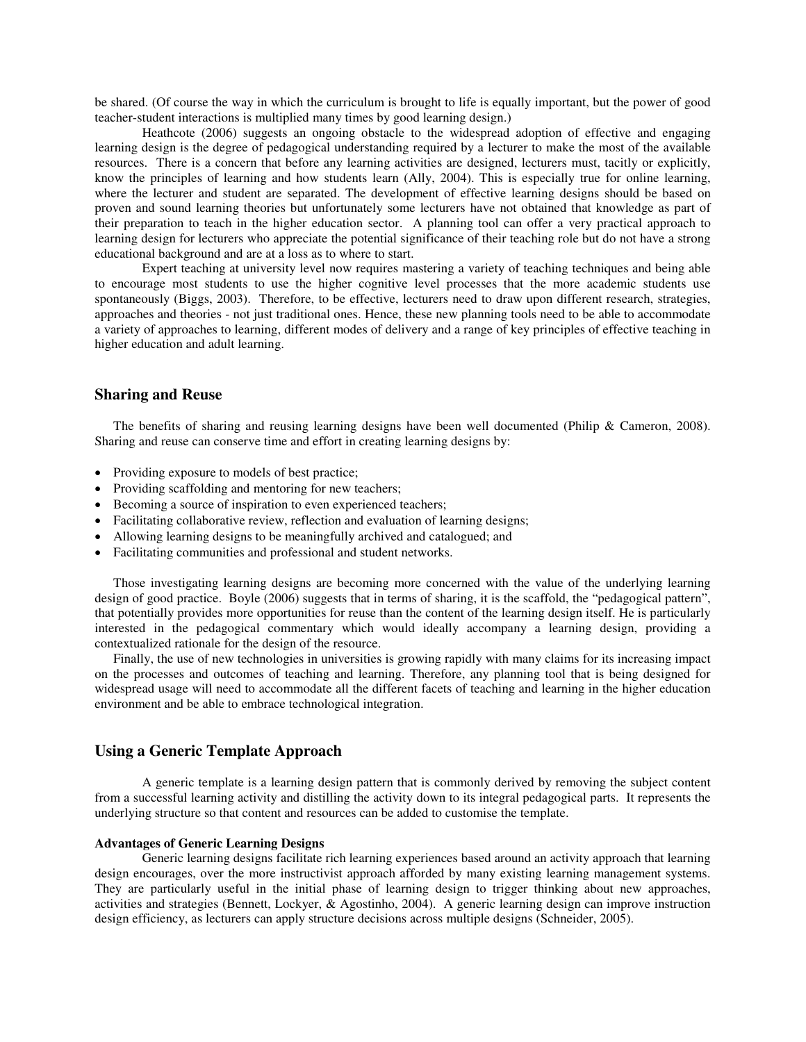be shared. (Of course the way in which the curriculum is brought to life is equally important, but the power of good teacher-student interactions is multiplied many times by good learning design.)

Heathcote (2006) suggests an ongoing obstacle to the widespread adoption of effective and engaging learning design is the degree of pedagogical understanding required by a lecturer to make the most of the available resources. There is a concern that before any learning activities are designed, lecturers must, tacitly or explicitly, know the principles of learning and how students learn (Ally, 2004). This is especially true for online learning, where the lecturer and student are separated. The development of effective learning designs should be based on proven and sound learning theories but unfortunately some lecturers have not obtained that knowledge as part of their preparation to teach in the higher education sector. A planning tool can offer a very practical approach to learning design for lecturers who appreciate the potential significance of their teaching role but do not have a strong educational background and are at a loss as to where to start.

Expert teaching at university level now requires mastering a variety of teaching techniques and being able to encourage most students to use the higher cognitive level processes that the more academic students use spontaneously (Biggs, 2003). Therefore, to be effective, lecturers need to draw upon different research, strategies, approaches and theories - not just traditional ones. Hence, these new planning tools need to be able to accommodate a variety of approaches to learning, different modes of delivery and a range of key principles of effective teaching in higher education and adult learning.

## Sharing and Reuse

The benefits of sharing and reusing learning designs have been well documented (Philip & Cameron, 2008). Sharing and reuse can conserve time and effort in creating learning designs by:

- Providing exposure to models of best practice;
- Providing scaffolding and mentoring for new teachers;
- Becoming a source of inspiration to even experienced teachers;
- Facilitating collaborative review, reflection and evaluation of learning designs;
- Allowing learning designs to be meaningfully archived and catalogued; and
- Facilitating communities and professional and student networks.

Those investigating learning designs are becoming more concerned with the value of the underlying learning design of good practice. Boyle (2006) suggests that in terms of sharing, it is the scaffold, the "pedagogical pattern", that potentially provides more opportunities for reuse than the content of the learning design itself. He is particularly interested in the pedagogical commentary which would ideally accompany a learning design, providing a contextualized rationale for the design of the resource.

Finally, the use of new technologies in universities is growing rapidly with many claims for its increasing impact on the processes and outcomes of teaching and learning. Therefore, any planning tool that is being designed for widespread usage will need to accommodate all the different facets of teaching and learning in the higher education environment and be able to embrace technological integration.

## Using a Generic Template Approach

A generic template is a learning design pattern that is commonly derived by removing the subject content from a successful learning activity and distilling the activity down to its integral pedagogical parts. It represents the underlying structure so that content and resources can be added to customise the template.

### Advantages of Generic Learning Designs

Generic learning designs facilitate rich learning experiences based around an activity approach that learning design encourages, over the more instructivist approach afforded by many existing learning management systems. They are particularly useful in the initial phase of learning design to trigger thinking about new approaches, activities and strategies (Bennett, Lockyer, & Agostinho, 2004). A generic learning design can improve instruction design efficiency, as lecturers can apply structure decisions across multiple designs (Schneider, 2005).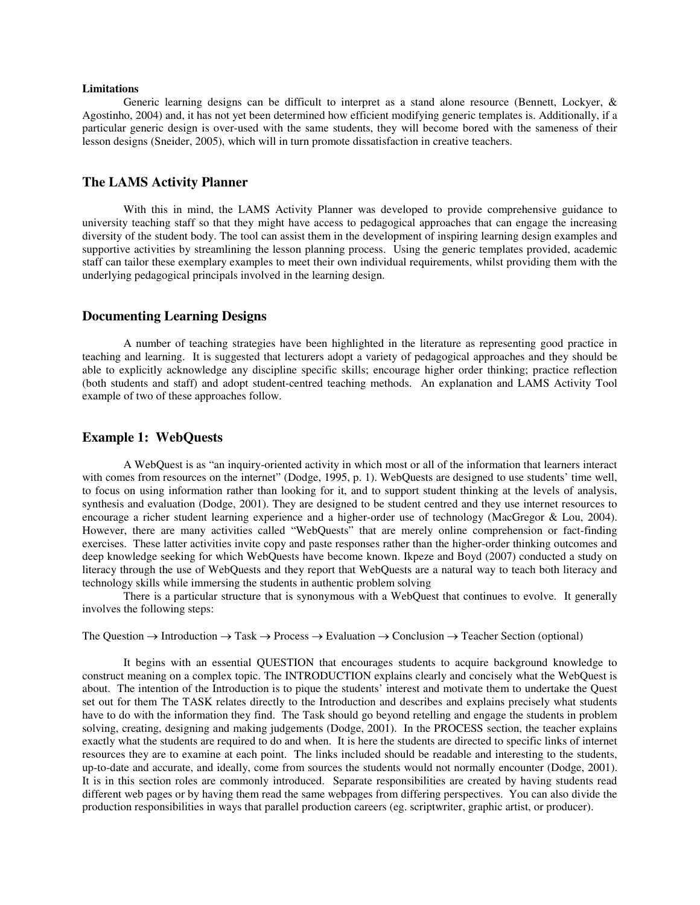**Limitations**

Generic learning designs can be difficult to interpret as a stand alone resource (Bennett, Lockyer, & Agostinho, 2004) and, it has not yet been determined how efficient modifying generic templates is. Additionally, if a particular generic design is over-used with the same students, they will become bored with the sameness of their lesson designs (Sneider, 2005), which will in turn promote dissatisfaction in creative teachers.

## The LAMS Activity Planner

With this in mind, the LAMS Activity Planner was developed to provide comprehensive guidance to university teaching staff so that they might have access to pedagogical approaches that can engage the increasing diversity of the student body. The tool can assist them in the development of inspiring learning design examples and supportive activities by streamlining the lesson planning process. Using the generic templates provided, academic staff can tailor these exemplary examples to meet their own individual requirements, whilst providing them with the underlying pedagogical principals involved in the learning design.

## Documenting Learning Designs

A number of teaching strategies have been highlighted in the literature as representing good practice in teaching and learning. It is suggested that lecturers adopt a variety of pedagogical approaches and they should be able to explicitly acknowledge any discipline specific skills; encourage higher order thinking; practice reflection (both students and staff) and adopt student-centred teaching methods. An explanation and LAMS Activity Tool example of two of these approaches follow.

## Example 1: WebQuests

A WebQuest is as "an inquiry-oriented activity in which most or all of the information that learners interact with comes from resources on the internet" (Dodge, 1995, p. 1). WebQuests are designed to use students' time well, to focus on using information rather than looking for it, and to support student thinking at the levels of analysis, synthesis and evaluation (Dodge, 2001). They are designed to be student centred and they use internet resources to encourage a richer student learning experience and a higher-order use of technology (MacGregor & Lou, 2004). However, there are many activities called "WebQuests" that are merely online comprehension or fact-finding exercises. These latter activities invite copy and paste responses rather than the higher-order thinking outcomes and deep knowledge seeking for which WebQuests have become known. Ikpeze and Boyd (2007) conducted a study on literacy through the use of WebQuests and they report that WebQuests are a natural way to teach both literacy and technology skills while immersing the students in authentic problem solving

There is a particular structure that is synonymous with a WebQuest that continues to evolve. It generally involves the following steps:

The Question → Introduction → Task → Process → Evaluation → Conclusion → Teacher Section (optional)

It begins with an essential QUESTION that encourages students to acquire background knowledge to construct meaning on a complex topic. The INTRODUCTION explains clearly and concisely what the WebQuest is about. The intention of the Introduction is to pique the students' interest and motivate them to undertake the Quest set out for them The TASK relates directly to the Introduction and describes and explains precisely what students have to do with the information they find. The Task should go beyond retelling and engage the students in problem solving, creating, designing and making judgements (Dodge, 2001). In the PROCESS section, the teacher explains exactly what the students are required to do and when. It is here the students are directed to specific links of internet resources they are to examine at each point. The links included should be readable and interesting to the students, up-to-date and accurate, and ideally, come from sources the students would not normally encounter (Dodge, 2001). It is in this section roles are commonly introduced. Separate responsibilities are created by having students read different web pages or by having them read the same webpages from differing perspectives. You can also divide the production responsibilities in ways that parallel production careers (eg. scriptwriter, graphic artist, or producer).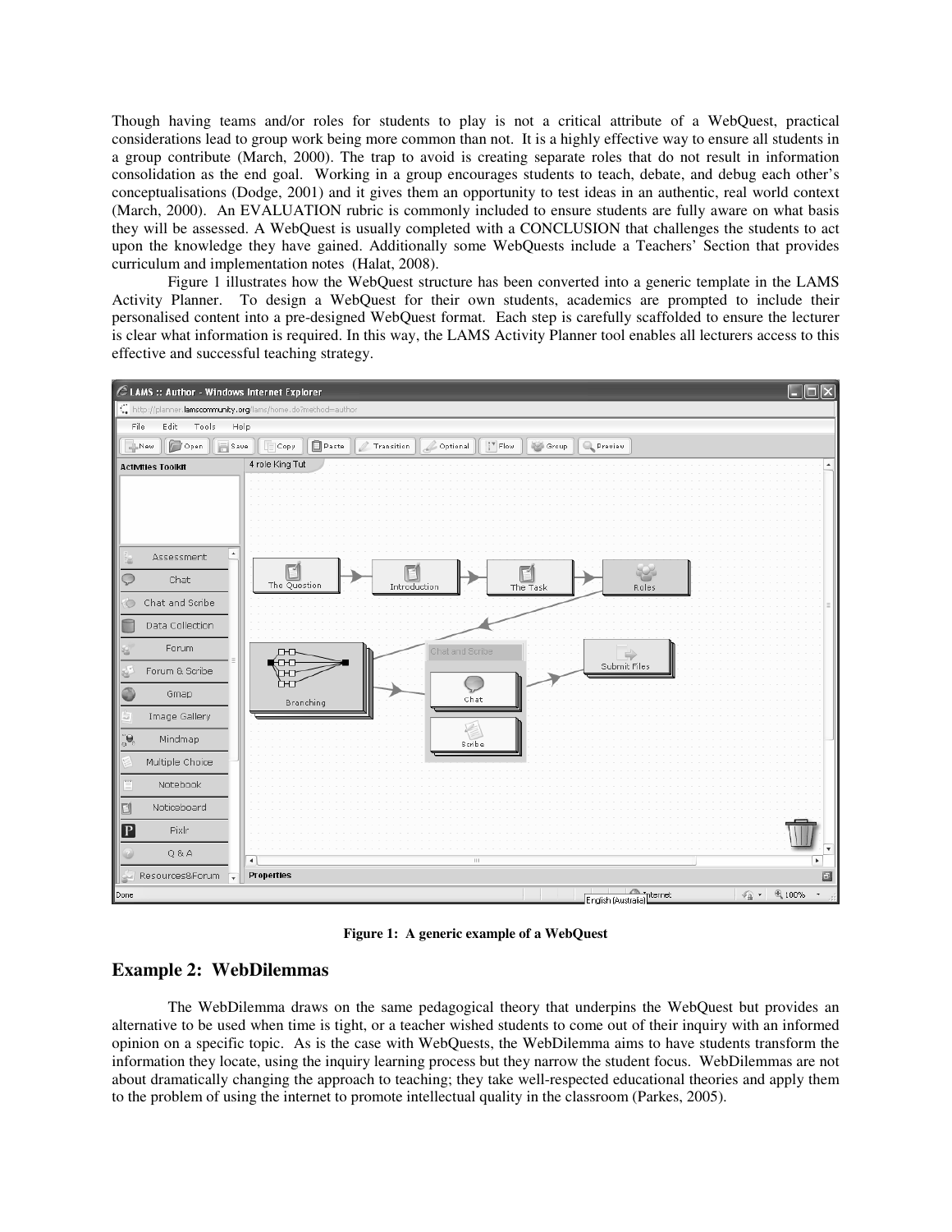Though having teams and/or roles for students to play is not a critical attribute of a WebQuest, practical considerations lead to group work being more common than not. It is a highly effective way to ensure all students in a group contribute (March, 2000). The trap to avoid is creating separate roles that do not result in information consolidation as the end goal. Working in a group encourages students to teach, debate, and debug each other's conceptualisations (Dodge, 2001) and it gives them an opportunity to test ideas in an authentic, real world context (March, 2000). An EVALUATION rubric is commonly included to ensure students are fully aware on what basis they will be assessed. A WebQuest is usually completed with a CONCLUSION that challenges the students to act upon the knowledge they have gained. Additionally some WebQuests include a Teachers' Section that provides curriculum and implementation notes (Halat, 2008).

Figure 1 illustrates how the WebQuest structure has been converted into a generic template in the LAMS Activity Planner. To design a WebQuest for their own students, academics are prompted to include their personalised content into a pre-designed WebQuest format. Each step is carefully scaffolded to ensure the lecturer is clear what information is required. In this way, the LAMS Activity Planner tool enables all lecturers access to this effective and successful teaching strategy.

**Figure 1: A generic example of a WebQuest**

## Example 2: WebDilemmas

The WebDilemma draws on the same pedagogical theory that underpins the WebQuest but provides an alternative to be used when time is tight, or a teacher wished students to come out of their inquiry with an informed opinion on a specific topic. As is the case with WebQuests, the WebDilemma aims to have students transform the information they locate, using the inquiry learning process but they narrow the student focus. WebDilemmas are not about dramatically changing the approach to teaching; they take well-respected educational theories and apply them to the problem of using the internet to promote intellectual quality in the classroom (Parkes, 2005).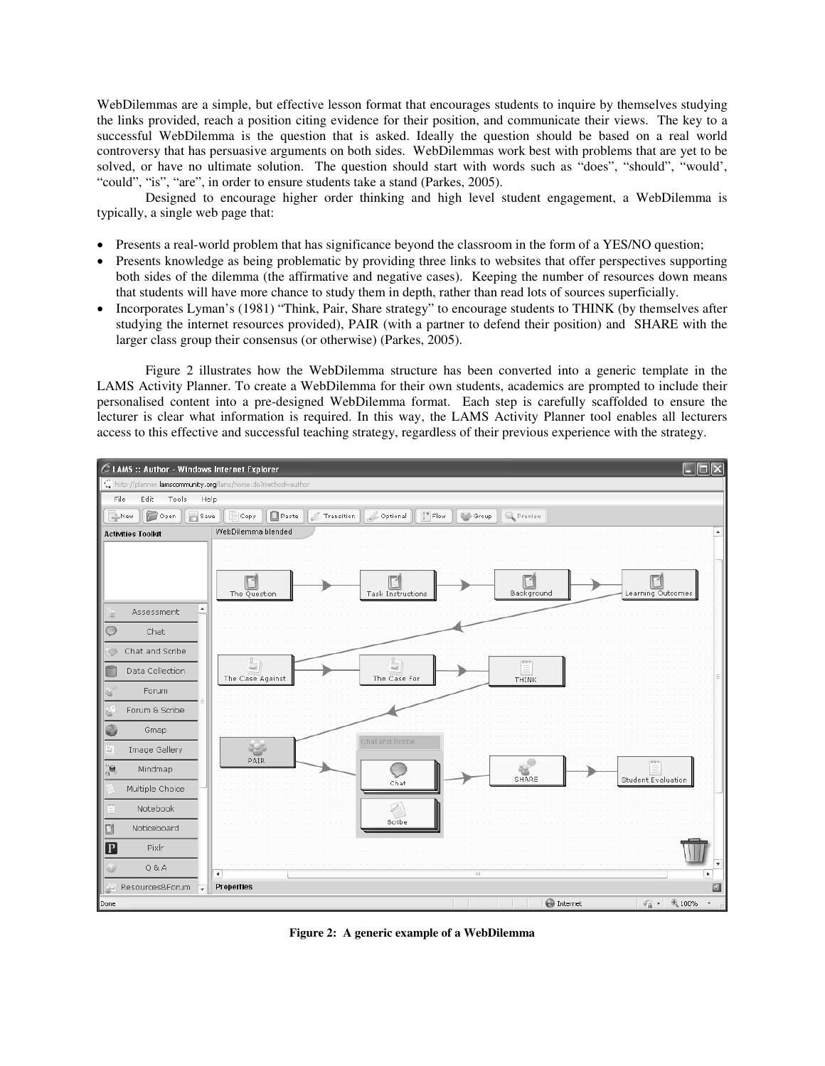WebDilemmas are a simple, but effective lesson format that encourages students to inquire by themselves studying the links provided, reach a position citing evidence for their position, and communicate their views. The key to a successful WebDilemma is the question that is asked. Ideally the question should be based on a real world controversy that has persuasive arguments on both sides. WebDilemmas work best with problems that are yet to be solved, or have no ultimate solution. The question should start with words such as "does", "should", "would', "could", "is", "are", in order to ensure students take a stand (Parkes, 2005).

Designed to encourage higher order thinking and high level student engagement, a WebDilemma is typically, a single web page that:

- Presents a real-world problem that has significance beyond the classroom in the form of a YES/NO question;
- Presents knowledge as being problematic by providing three links to websites that offer perspectives supporting both sides of the dilemma (the affirmative and negative cases). Keeping the number of resources down means that students will have more chance to study them in depth, rather than read lots of sources superficially.
- Incorporates Lyman's (1981) "Think, Pair, Share strategy" to encourage students to THINK (by themselves after studying the internet resources provided), PAIR (with a partner to defend their position) and SHARE with the larger class group their consensus (or otherwise) (Parkes, 2005).

Figure 2 illustrates how the WebDilemma structure has been converted into a generic template in the LAMS Activity Planner. To create a WebDilemma for their own students, academics are prompted to include their personalised content into a pre-designed WebDilemma format. Each step is carefully scaffolded to ensure the lecturer is clear what information is required. In this way, the LAMS Activity Planner tool enables all lecturers access to this effective and successful teaching strategy, regardless of their previous experience with the strategy.

**Figure 2: A generic example of a WebDilemma**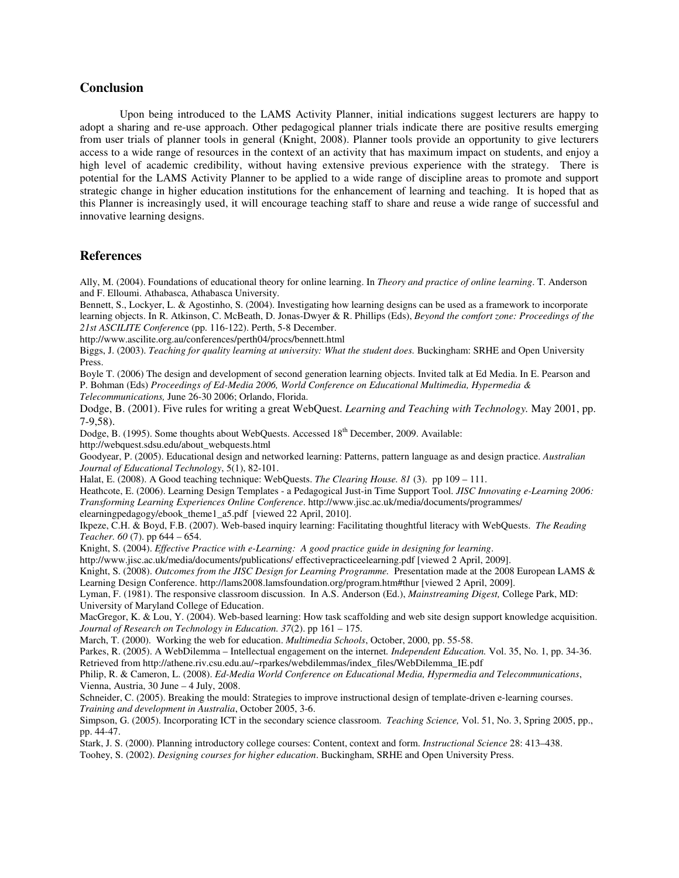## Conclusion

Upon being introduced to the LAMS Activity Planner, initial indications suggest lecturers are happy to adopt a sharing and re-use approach. Other pedagogical planner trials indicate there are positive results emerging from user trials of planner tools in general (Knight, 2008). Planner tools provide an opportunity to give lecturers access to a wide range of resources in the context of an activity that has maximum impact on students, and enjoy a high level of academic credibility, without having extensive previous experience with the strategy. There is potential for the LAMS Activity Planner to be applied to a wide range of discipline areas to promote and support strategic change in higher education institutions for the enhancement of learning and teaching. It is hoped that as this Planner is increasingly used, it will encourage teaching staff to share and reuse a wide range of successful and innovative learning designs.

## References

Ally, M. (2004). Foundations of educational theory for online learning. In *Theory and practice of online learning*. T. Anderson and F. Elloumi. Athabasca, Athabasca University.

Bennett, S., Lockyer, L. & Agostinho, S. (2004). Investigating how learning designs can be used as a framework to incorporate learning objects. In R. Atkinson, C. McBeath, D. Jonas-Dwyer & R. Phillips (Eds), *Beyond the comfort zone: Proceedings of the 21st ASCILITE Conferenc*e (pp. 116-122). Perth, 5-8 December. http://www.ascilite.org.au/conferences/perth04/procs/bennett.html

Biggs, J. (2003). *Teaching for quality learning at university: What the student does.* Buckingham: SRHE and Open University Press.

Boyle T. (2006) The design and development of second generation learning objects. Invited talk at Ed Media. In E. Pearson and P. Bohman (Eds) *Proceedings of Ed-Media 2006, World Conference on Educational Multimedia, Hypermedia & Telecommunications,* June 26-30 2006; Orlando, Florida.

Dodge, B. (2001). Five rules for writing a great WebQuest. *Learning and Teaching with Technology.* May 2001, pp. 7-9,58).

Dodge, B. (1995). Some thoughts about WebQuests. Accessed 18th December, 2009. Available: http://webquest.sdsu.edu/about_webquests.html

Goodyear, P. (2005). Educational design and networked learning: Patterns, pattern language as and design practice. *Australian Journal of Educational Technology*, 5(1), 82-101.

Halat, E. (2008). A Good teaching technique: WebQuests. *The Clearing House. 81* (3). pp 109 – 111.

Heathcote, E. (2006). Learning Design Templates - a Pedagogical Just-in Time Support Tool. *JISC Innovating e-Learning 2006: Transforming Learning Experiences Online Conference*. http://www.jisc.ac.uk/media/documents/programmes/ elearningpedagogy/ebook_theme1_a5.pdf [viewed 22 April, 2010].

Ikpeze, C.H. & Boyd, F.B. (2007). Web-based inquiry learning: Facilitating thoughtful literacy with WebQuests. *The Reading Teacher. 60* (7). pp 644 – 654.

Knight, S. (2004). *Effective Practice with e-Learning: A good practice guide in designing for learning*. http://www.jisc.ac.uk/media/documents/publications/ effectivepracticeelearning.pdf [viewed 2 April, 2009].

Knight, S. (2008). *Outcomes from the JISC Design for Learning Programme.* Presentation made at the 2008 European LAMS & Learning Design Conference. http://lams2008.lamsfoundation.org/program.htm#thur [viewed 2 April, 2009].

Lyman, F. (1981). The responsive classroom discussion. In A.S. Anderson (Ed.), *Mainstreaming Digest,* College Park, MD: University of Maryland College of Education.

MacGregor, K. & Lou, Y. (2004). Web-based learning: How task scaffolding and web site design support knowledge acquisition. *Journal of Research on Technology in Education. 37*(2). pp 161 – 175.

March, T. (2000). Working the web for education. *Multimedia Schools*, October, 2000, pp. 55-58.

Parkes, R. (2005). A WebDilemma – Intellectual engagement on the internet. *Independent Education.* Vol. 35, No. 1, pp. 34-36. Retrieved from http://athene.riv.csu.edu.au/~rparkes/webdilemmas/index_files/WebDilemma_IE.pdf

Philip, R. & Cameron, L. (2008). *Ed-Media World Conference on Educational Media, Hypermedia and Telecommunications*, Vienna, Austria, 30 June – 4 July, 2008.

Schneider, C. (2005). Breaking the mould: Strategies to improve instructional design of template-driven e-learning courses. *Training and development in Australia*, October 2005, 3-6.

Simpson, G. (2005). Incorporating ICT in the secondary science classroom. *Teaching Science,* Vol. 51, No. 3, Spring 2005, pp., pp. 44-47.

Stark, J. S. (2000). Planning introductory college courses: Content, context and form. *Instructional Science* 28: 413–438.

Toohey, S. (2002). *Designing courses for higher education*. Buckingham, SRHE and Open University Press.